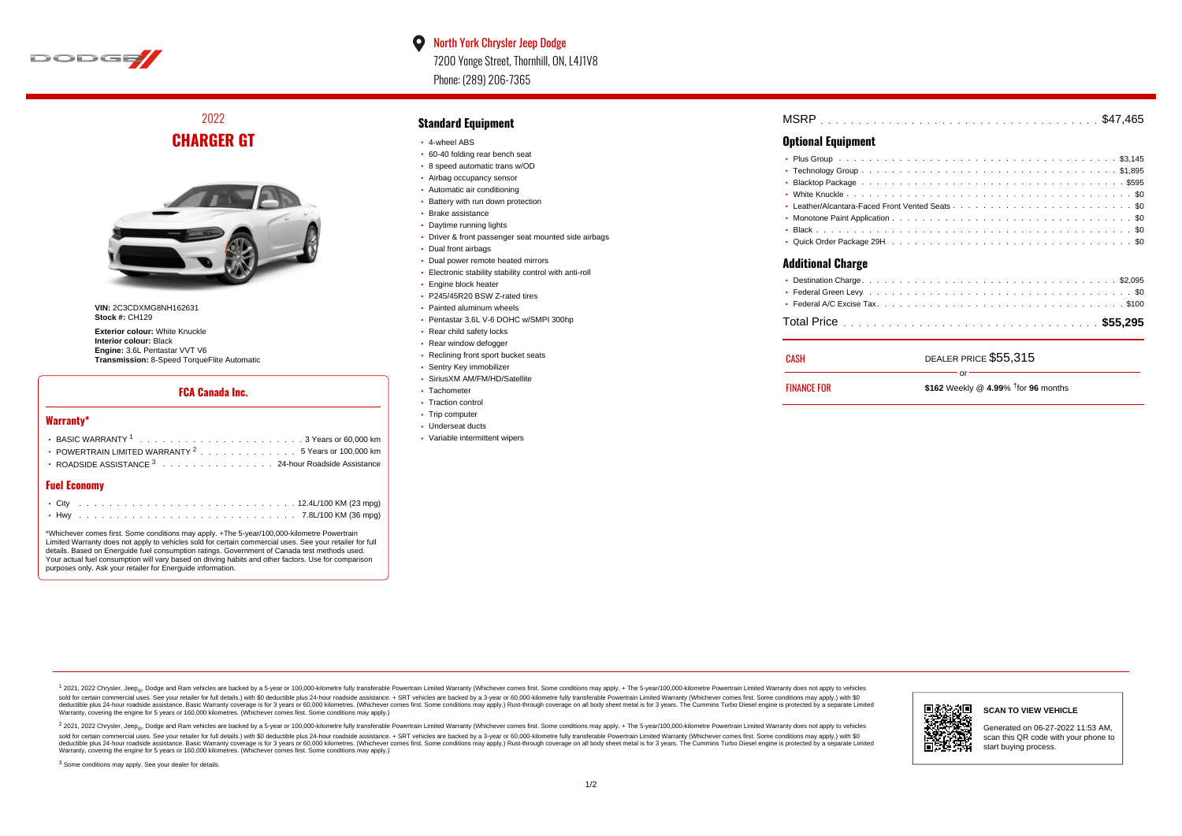North York Chrysler Jeep Dodge
7200 Yonge Street, Thornhill, ON, L4J1V8
Phone: (289) 206-7365

# 2022
# CHARGER GT

**VIN:** 2C3CDXMG8NH162631
**Stock #:** CH129

**Exterior colour:** White Knuckle
**Interior colour:** Black
**Engine:** 3.6L Pentastar VVT V6
**Transmission:** 8-Speed TorqueFlite Automatic

## FCA Canada Inc.

### Warranty*

- BASIC WARRANTY [1] . . . . . 3 Years or 60,000 km
- POWERTRAIN LIMITED WARRANTY [2] . . . . . 5 Years or 100,000 km
- ROADSIDE ASSISTANCE [3] . . . . . 24-hour Roadside Assistance

### Fuel Economy

- City . . . . . 12.4L/100 KM (23 mpg)
- Hwy . . . . . 7.8L/100 KM (36 mpg)

*Whichever comes first. Some conditions may apply. +The 5-year/100,000-kilometre Powertrain Limited Warranty does not apply to vehicles sold for certain commercial uses. See your retailer for full details. Based on Energuide fuel consumption ratings. Government of Canada test methods used. Your actual fuel consumption will vary based on driving habits and other factors. Use for comparison purposes only. Ask your retailer for Energuide information.

## Standard Equipment

- 4-wheel ABS
- 60-40 folding rear bench seat
- 8 speed automatic trans w/OD
- Airbag occupancy sensor
- Automatic air conditioning
- Battery with run down protection
- Brake assistance
- Daytime running lights
- Driver & front passenger seat mounted side airbags
- Dual front airbags
- Dual power remote heated mirrors
- Electronic stability stability control with anti-roll
- Engine block heater
- P245/45R20 BSW Z-rated tires
- Painted aluminum wheels
- Pentastar 3.6L V-6 DOHC w/SMPI 300hp
- Rear child safety locks
- Rear window defogger
- Reclining front sport bucket seats
- Sentry Key immobilizer
- SiriusXM AM/FM/HD/Satellite
- Tachometer
- Traction control
- Trip computer
- Underseat ducts
- Variable intermittent wipers

MSRP . . . . . $47,465

## Optional Equipment

- Plus Group . . . . . $3,145
- Technology Group . . . . . $1,895
- Blacktop Package . . . . . $595
- White Knuckle . . . . . $0
- Leather/Alcantara-Faced Front Vented Seats . . . . . $0
- Monotone Paint Application . . . . . $0
- Black . . . . . $0
- Quick Order Package 29H . . . . . $0

## Additional Charge

- Destination Charge . . . . . $2,095
- Federal Green Levy . . . . . $0
- Federal A/C Excise Tax . . . . . $100

Total Price . . . . . **$55,295**

CASH — DEALER PRICE $55,315

or

FINANCE FOR — **$162** Weekly @ **4.99**% †for **96** months

[1] 2021, 2022 Chrysler, Jeep®, Dodge and Ram vehicles are backed by a 5-year or 100,000-kilometre fully transferable Powertrain Limited Warranty (Whichever comes first. Some conditions may apply. + The 5-year/100,000-kilometre Powertrain Limited Warranty does not apply to vehicles sold for certain commercial uses. See your retailer for full details.) with $0 deductible plus 24-hour roadside assistance. + SRT vehicles are backed by a 3-year or 60,000-kilometre fully transferable Powertrain Limited Warranty (Whichever comes first. Some conditions may apply.) with $0 deductible plus 24-hour roadside assistance. Basic Warranty coverage is for 3 years or 60,000 kilometres. (Whichever comes first. Some conditions may apply.) Rust-through coverage on all body sheet metal is for 3 years. The Cummins Turbo Diesel engine is protected by a separate Limited Warranty, covering the engine for 5 years or 160,000 kilometres. (Whichever comes first. Some conditions may apply.)

[2] 2021, 2022 Chrysler, Jeep®, Dodge and Ram vehicles are backed by a 5-year or 100,000-kilometre fully transferable Powertrain Limited Warranty (Whichever comes first. Some conditions may apply. + The 5-year/100,000-kilometre Powertrain Limited Warranty does not apply to vehicles sold for certain commercial uses. See your retailer for full details.) with $0 deductible plus 24-hour roadside assistance. + SRT vehicles are backed by a 3-year or 60,000-kilometre fully transferable Powertrain Limited Warranty (Whichever comes first. Some conditions may apply.) with $0 deductible plus 24-hour roadside assistance. Basic Warranty coverage is for 3 years or 60,000 kilometres. (Whichever comes first. Some conditions may apply.) Rust-through coverage on all body sheet metal is for 3 years. The Cummins Turbo Diesel engine is protected by a separate Limited Warranty, covering the engine for 5 years or 160,000 kilometres. (Whichever comes first. Some conditions may apply.)

[3] Some conditions may apply. See your dealer for details.

**SCAN TO VIEW VEHICLE**

Generated on 06-27-2022 11:53 AM, scan this QR code with your phone to start buying process.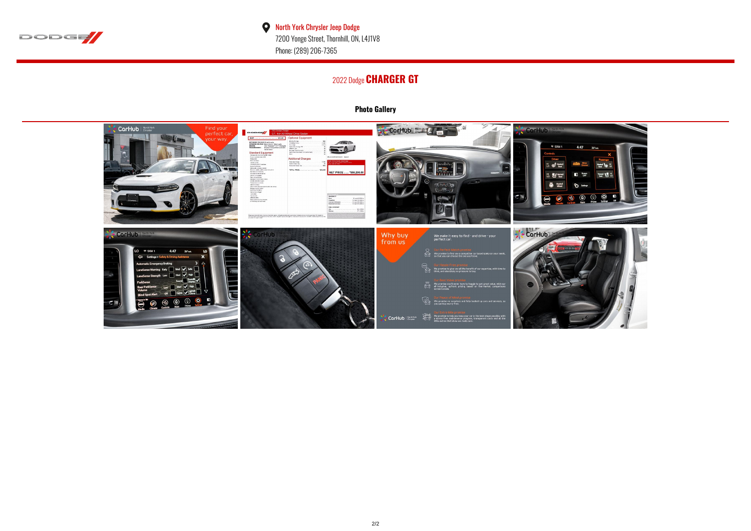North York Chrysler Jeep Dodge
7200 Yonge Street, Thornhill, ON, L4J1V8
Phone: (289) 206-7365

# 2022 Dodge **CHARGER GT**

## Photo Gallery